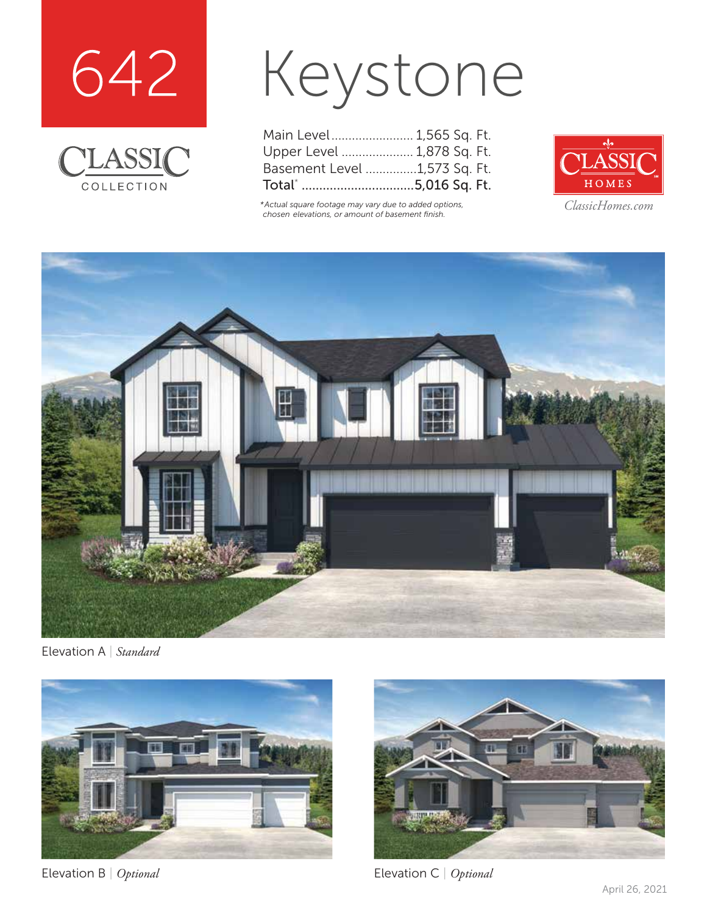# 642 Keystone

CLASSIC COLLECTION

| | |
|---|---|
| Main Level | 1,565 Sq. Ft. |
| Upper Level | 1,878 Sq. Ft. |
| Basement Level | 1,573 Sq. Ft. |
| Total* | 5,016 Sq. Ft. |

*Actual square footage may vary due to added options, chosen elevations, or amount of basement finish.

CLASSIC HOMES

ClassicHomes.com

Elevation A | *Standard*

Elevation B | *Optional*

Elevation C | *Optional*

April 26, 2021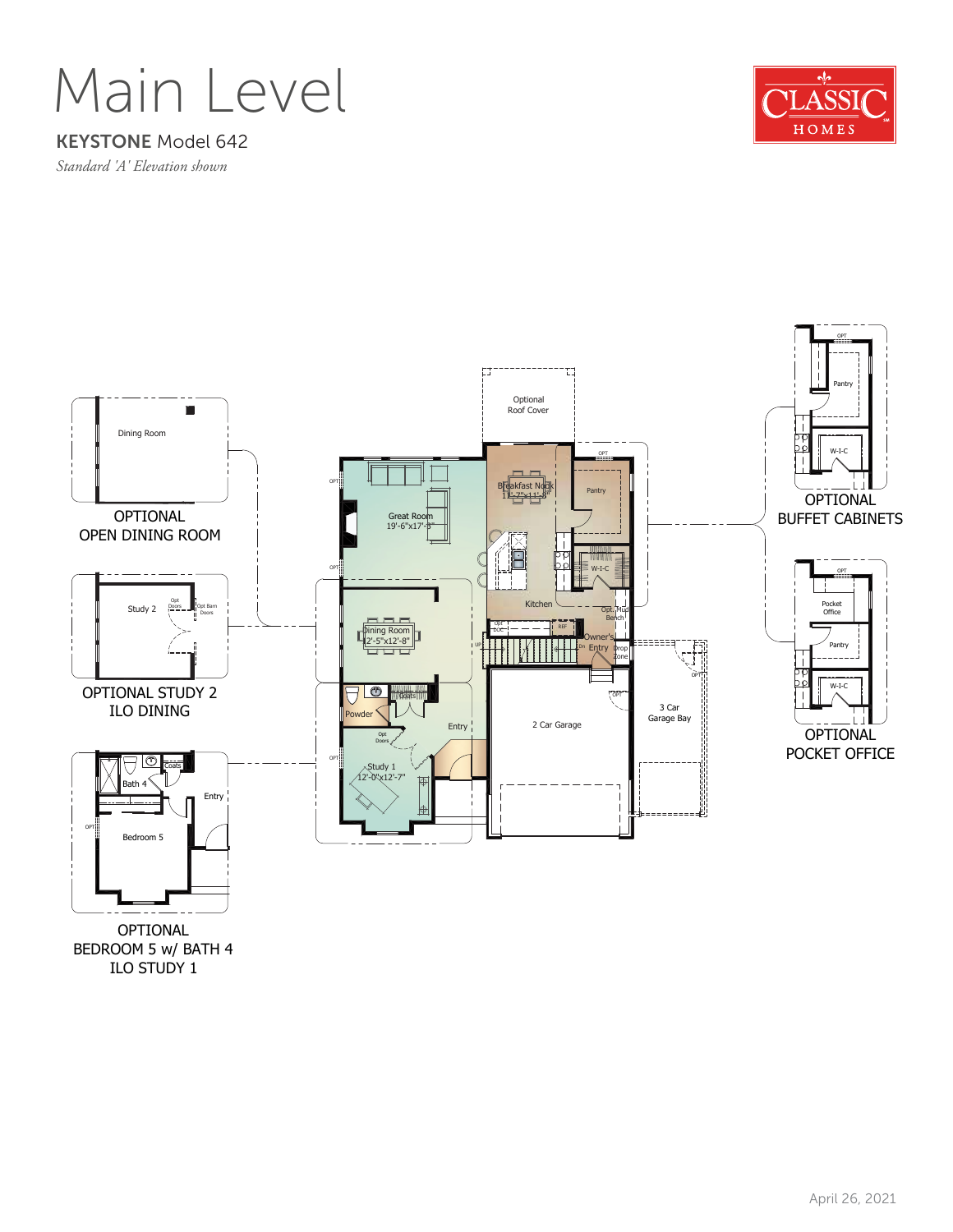# Main Level

**KEYSTONE** Model 642

*Standard 'A' Elevation shown*

CLASSIC HOMES

Dining Room

OPTIONAL OPEN DINING ROOM

Study 2

Opt Doors

Opt Barn Doors

OPTIONAL STUDY 2 ILO DINING

Bath 4

Coats

Entry

OPT

Bedroom 5

OPTIONAL BEDROOM 5 w/ BATH 4 ILO STUDY 1

Optional Roof Cover

OPT

Great Room 19'-6"x17'-8"

Breakfast Nook 11'-7"x11'-8"

Pantry

W-I-C

Kitchen

Opt. Mud Bench

Opt DBC

REF

Owner's Entry

Drop Zone

UP

Dn

Dining Room 12'-5"x12'-8"

Coats

Powder

Entry

Opt Doors

Study 1 12'-0"x12'-7"

2 Car Garage

3 Car Garage Bay

Pantry

W-I-C

OPTIONAL BUFFET CABINETS

Pocket Office

Pantry

W-I-C

OPTIONAL POCKET OFFICE

April 26, 2021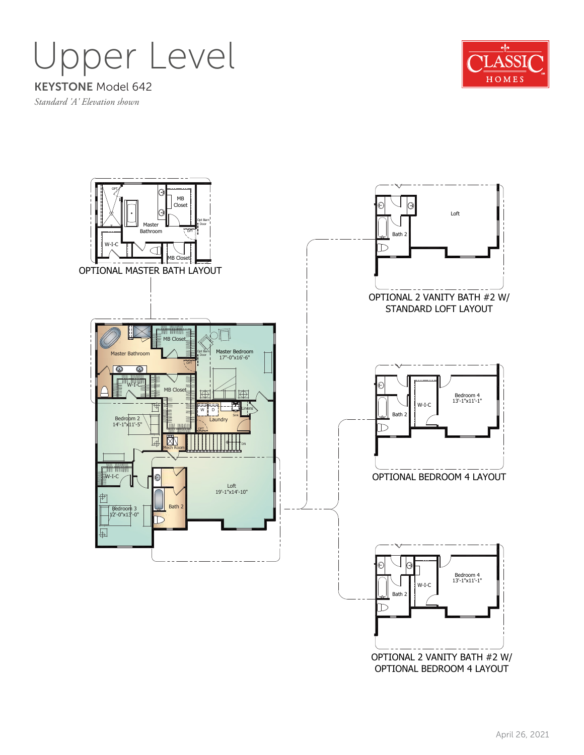# Upper Level

**KEYSTONE** Model 642

*Standard 'A' Elevation shown*

CLASSIC HOMES

OPT
MB Closet
Opt Barn Door
Master Bathroom
OPT
W-I-C
MB Closet

OPTIONAL MASTER BATH LAYOUT

Master Bathroom
MB Closet
Opt Barn Door
Master Bedroom
17'-0"x16'-6"
OPT
W-I-C
MB Closet
W
D
Linens
Sink
Laundry
Bedroom 2
14'-1"x11'-5"
OPT
Mech Room
DN
W-I-C
Loft
19'-1"x14'-10"
Bedroom 3
12'-0"x13'-0"
Bath 2

Loft
Bath 2

OPTIONAL 2 VANITY BATH #2 W/ STANDARD LOFT LAYOUT

Bedroom 4
13'-1"x11'-1"
W-I-C
Bath 2

OPTIONAL BEDROOM 4 LAYOUT

Bedroom 4
13'-1"x11'-1"
W-I-C
Bath 2

OPTIONAL 2 VANITY BATH #2 W/ OPTIONAL BEDROOM 4 LAYOUT

April 26, 2021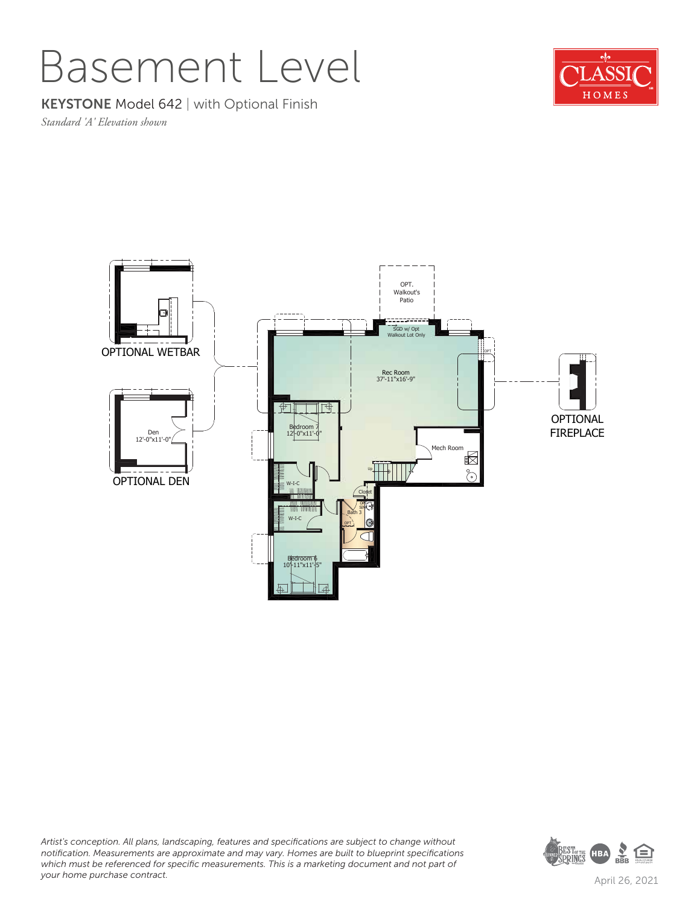# Basement Level

**KEYSTONE** Model 642 | with Optional Finish

*Standard 'A' Elevation shown*

CLASSIC HOMES

OPT. Walkout's Patio

SGD w/ Opt Walkout Lot Only

OPT

Rec Room
37'-11"x16'-9"

OPTIONAL WETBAR

Den
12'-0"x11'-0"

OPTIONAL DEN

OPTIONAL FIREPLACE

Bedroom 7
12'-0"x11'-0"

Mech Room

Up

W-I-C

Closet

Bath 3

OPT

W-I-C

Bedroom 6
10'-11"x11'-5"

*Artist's conception. All plans, landscaping, features and specifications are subject to change without notification. Measurements are approximate and may vary. Homes are built to blueprint specifications which must be referenced for specific measurements. This is a marketing document and not part of your home purchase contract.*

April 26, 2021